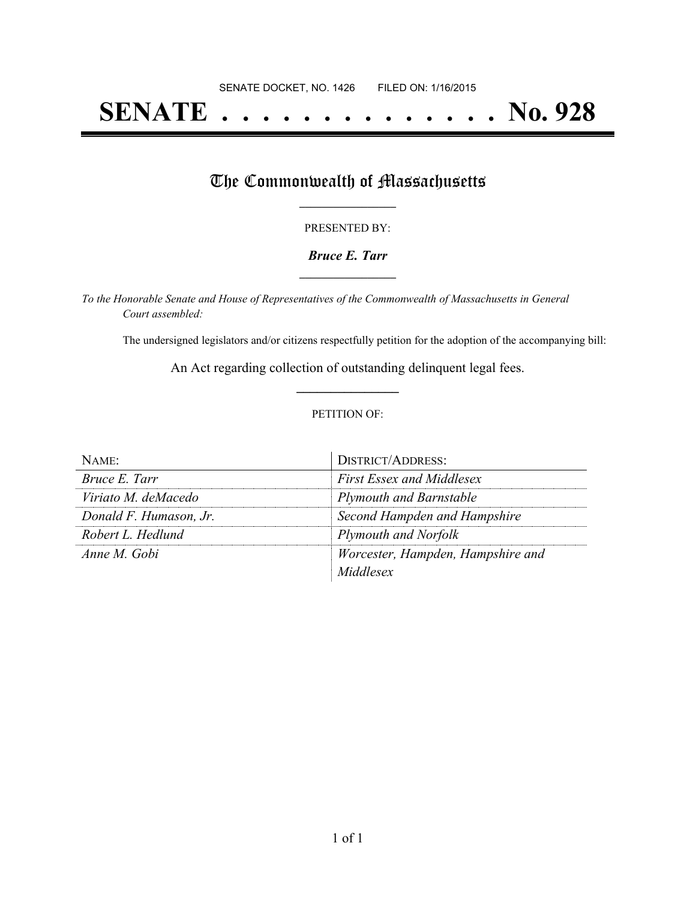SENATE DOCKET, NO. 1426        FILED ON: 1/16/2015

# SENATE . . . . . . . . . . . . . . No. 928

## The Commonwealth of Massachusetts

PRESENTED BY:

***Bruce E. Tarr***

*To the Honorable Senate and House of Representatives of the Commonwealth of Massachusetts in General Court assembled:*

The undersigned legislators and/or citizens respectfully petition for the adoption of the accompanying bill:

An Act regarding collection of outstanding delinquent legal fees.

PETITION OF:

| NAME: | DISTRICT/ADDRESS: |
| --- | --- |
| *Bruce E. Tarr* | *First Essex and Middlesex* |
| *Viriato M. deMacedo* | *Plymouth and Barnstable* |
| *Donald F. Humason, Jr.* | *Second Hampden and Hampshire* |
| *Robert L. Hedlund* | *Plymouth and Norfolk* |
| *Anne M. Gobi* | *Worcester, Hampden, Hampshire and Middlesex* |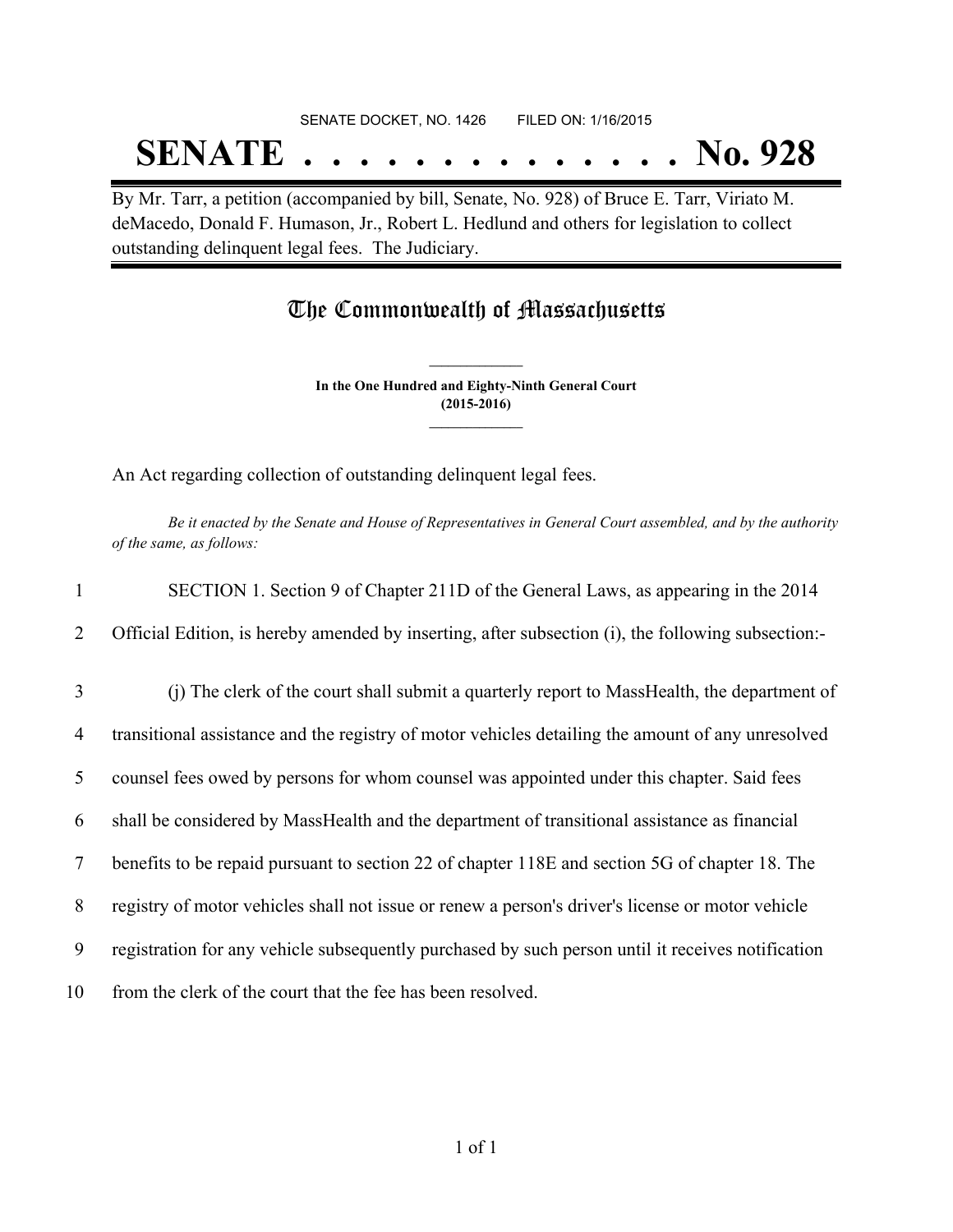SENATE DOCKET, NO. 1426 FILED ON: 1/16/2015

# SENATE . . . . . . . . . . . . . . No. 928

By Mr. Tarr, a petition (accompanied by bill, Senate, No. 928) of Bruce E. Tarr, Viriato M. deMacedo, Donald F. Humason, Jr., Robert L. Hedlund and others for legislation to collect outstanding delinquent legal fees. The Judiciary.

## The Commonwealth of Massachusetts

**In the One Hundred and Eighty-Ninth General Court**
**(2015-2016)**

An Act regarding collection of outstanding delinquent legal fees.

*Be it enacted by the Senate and House of Representatives in General Court assembled, and by the authority of the same, as follows:*

1 SECTION 1. Section 9 of Chapter 211D of the General Laws, as appearing in the 2014
2 Official Edition, is hereby amended by inserting, after subsection (i), the following subsection:-

3 (j) The clerk of the court shall submit a quarterly report to MassHealth, the department of
4 transitional assistance and the registry of motor vehicles detailing the amount of any unresolved
5 counsel fees owed by persons for whom counsel was appointed under this chapter. Said fees
6 shall be considered by MassHealth and the department of transitional assistance as financial
7 benefits to be repaid pursuant to section 22 of chapter 118E and section 5G of chapter 18. The
8 registry of motor vehicles shall not issue or renew a person's driver's license or motor vehicle
9 registration for any vehicle subsequently purchased by such person until it receives notification
10 from the clerk of the court that the fee has been resolved.